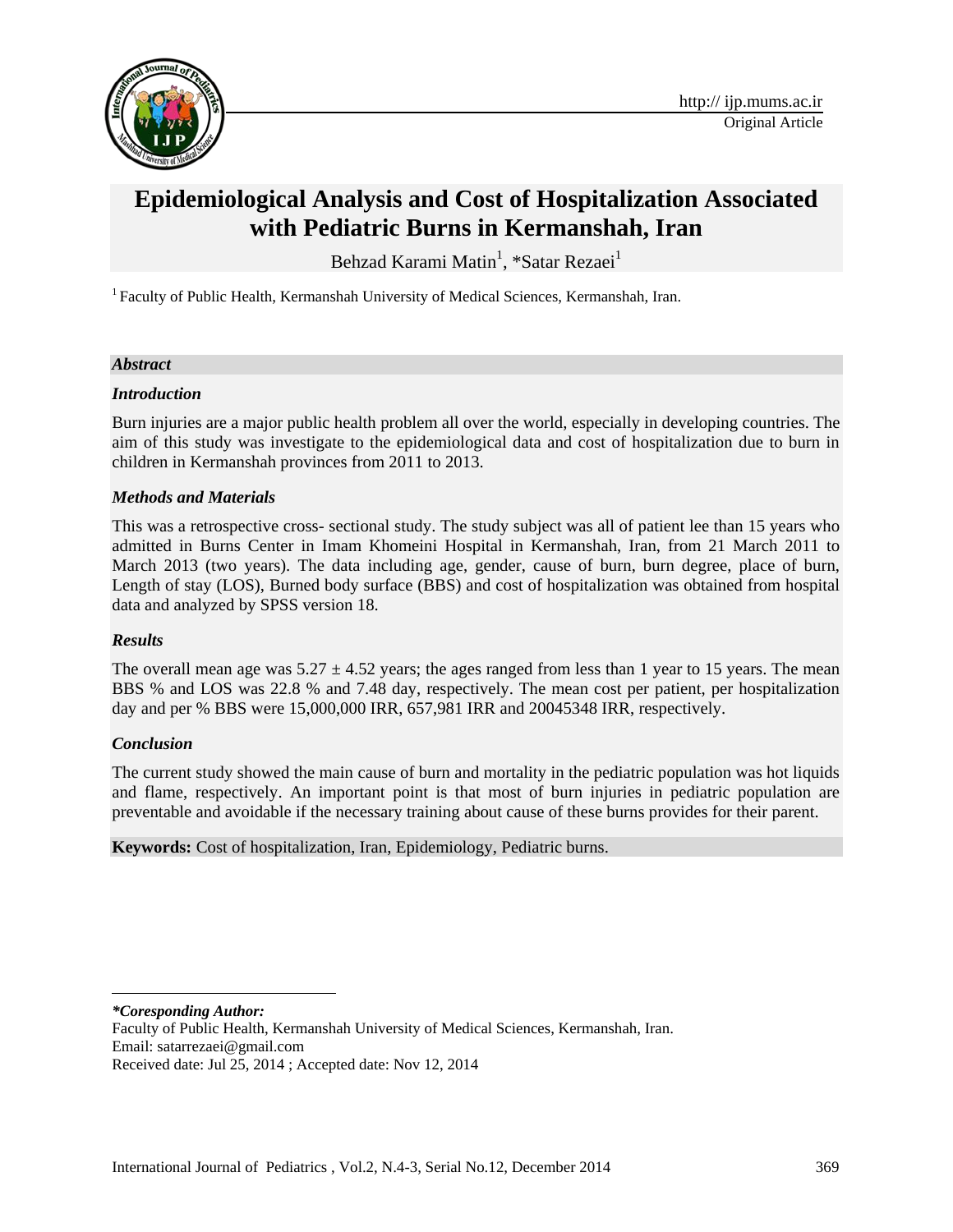Original Article

# Epidemiological Analysis and Cost of Hospitalization Associated with Pediatric Burns in Kermanshah, Iran

Behzad Karami Matin[1], *Satar Rezaei[1]

[1] Faculty of Public Health, Kermanshah University of Medical Sciences, Kermanshah, Iran.

## *Abstract*

### *Introduction*

Burn injuries are a major public health problem all over the world, especially in developing countries. The aim of this study was investigate to the epidemiological data and cost of hospitalization due to burn in children in Kermanshah provinces from 2011 to 2013.

### *Methods and Materials*

This was a retrospective cross- sectional study. The study subject was all of patient lee than 15 years who admitted in Burns Center in Imam Khomeini Hospital in Kermanshah, Iran, from 21 March 2011 to March 2013 (two years). The data including age, gender, cause of burn, burn degree, place of burn, Length of stay (LOS), Burned body surface (BBS) and cost of hospitalization was obtained from hospital data and analyzed by SPSS version 18.

### *Results*

The overall mean age was 5.27 ± 4.52 years; the ages ranged from less than 1 year to 15 years. The mean BBS % and LOS was 22.8 % and 7.48 day, respectively. The mean cost per patient, per hospitalization day and per % BBS were 15,000,000 IRR, 657,981 IRR and 20045348 IRR, respectively.

### *Conclusion*

The current study showed the main cause of burn and mortality in the pediatric population was hot liquids and flame, respectively. An important point is that most of burn injuries in pediatric population are preventable and avoidable if the necessary training about cause of these burns provides for their parent.

**Keywords:** Cost of hospitalization, Iran, Epidemiology, Pediatric burns.

---

***Coresponding Author:***

Faculty of Public Health, Kermanshah University of Medical Sciences, Kermanshah, Iran.

Email: satarrezaei@gmail.com

Received date: Jul 25, 2014 ; Accepted date: Nov 12, 2014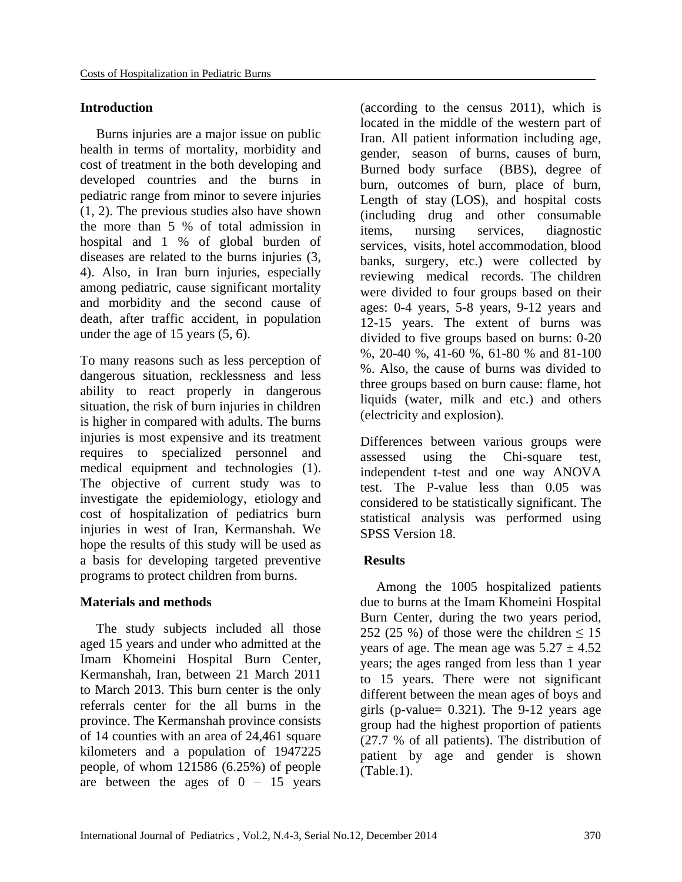## Introduction

Burns injuries are a major issue on public health in terms of mortality, morbidity and cost of treatment in the both developing and developed countries and the burns in pediatric range from minor to severe injuries (1, 2). The previous studies also have shown the more than 5 % of total admission in hospital and 1 % of global burden of diseases are related to the burns injuries (3, 4). Also, in Iran burn injuries, especially among pediatric, cause significant mortality and morbidity and the second cause of death, after traffic accident, in population under the age of 15 years (5, 6).

To many reasons such as less perception of dangerous situation, recklessness and less ability to react properly in dangerous situation, the risk of burn injuries in children is higher in compared with adults. The burns injuries is most expensive and its treatment requires to specialized personnel and medical equipment and technologies (1). The objective of current study was to investigate the epidemiology, etiology and cost of hospitalization of pediatrics burn injuries in west of Iran, Kermanshah. We hope the results of this study will be used as a basis for developing targeted preventive programs to protect children from burns.

## Materials and methods

The study subjects included all those aged 15 years and under who admitted at the Imam Khomeini Hospital Burn Center, Kermanshah, Iran, between 21 March 2011 to March 2013. This burn center is the only referrals center for the all burns in the province. The Kermanshah province consists of 14 counties with an area of 24,461 square kilometers and a population of 1947225 people, of whom 121586 (6.25%) of people are between the ages of 0 – 15 years (according to the census 2011), which is located in the middle of the western part of Iran. All patient information including age, gender, season of burns, causes of burn, Burned body surface (BBS), degree of burn, outcomes of burn, place of burn, Length of stay (LOS), and hospital costs (including drug and other consumable items, nursing services, diagnostic services, visits, hotel accommodation, blood banks, surgery, etc.) were collected by reviewing medical records. The children were divided to four groups based on their ages: 0-4 years, 5-8 years, 9-12 years and 12-15 years. The extent of burns was divided to five groups based on burns: 0-20 %, 20-40 %, 41-60 %, 61-80 % and 81-100 %. Also, the cause of burns was divided to three groups based on burn cause: flame, hot liquids (water, milk and etc.) and others (electricity and explosion).

Differences between various groups were assessed using the Chi-square test, independent t-test and one way ANOVA test. The P-value less than 0.05 was considered to be statistically significant. The statistical analysis was performed using SPSS Version 18.

## Results

Among the 1005 hospitalized patients due to burns at the Imam Khomeini Hospital Burn Center, during the two years period, 252 (25 %) of those were the children $\leq 15$ years of age. The mean age was $5.27 \pm 4.52$ years; the ages ranged from less than 1 year to 15 years. There were not significant different between the mean ages of boys and girls (p-value= 0.321). The 9-12 years age group had the highest proportion of patients (27.7 % of all patients). The distribution of patient by age and gender is shown (Table.1).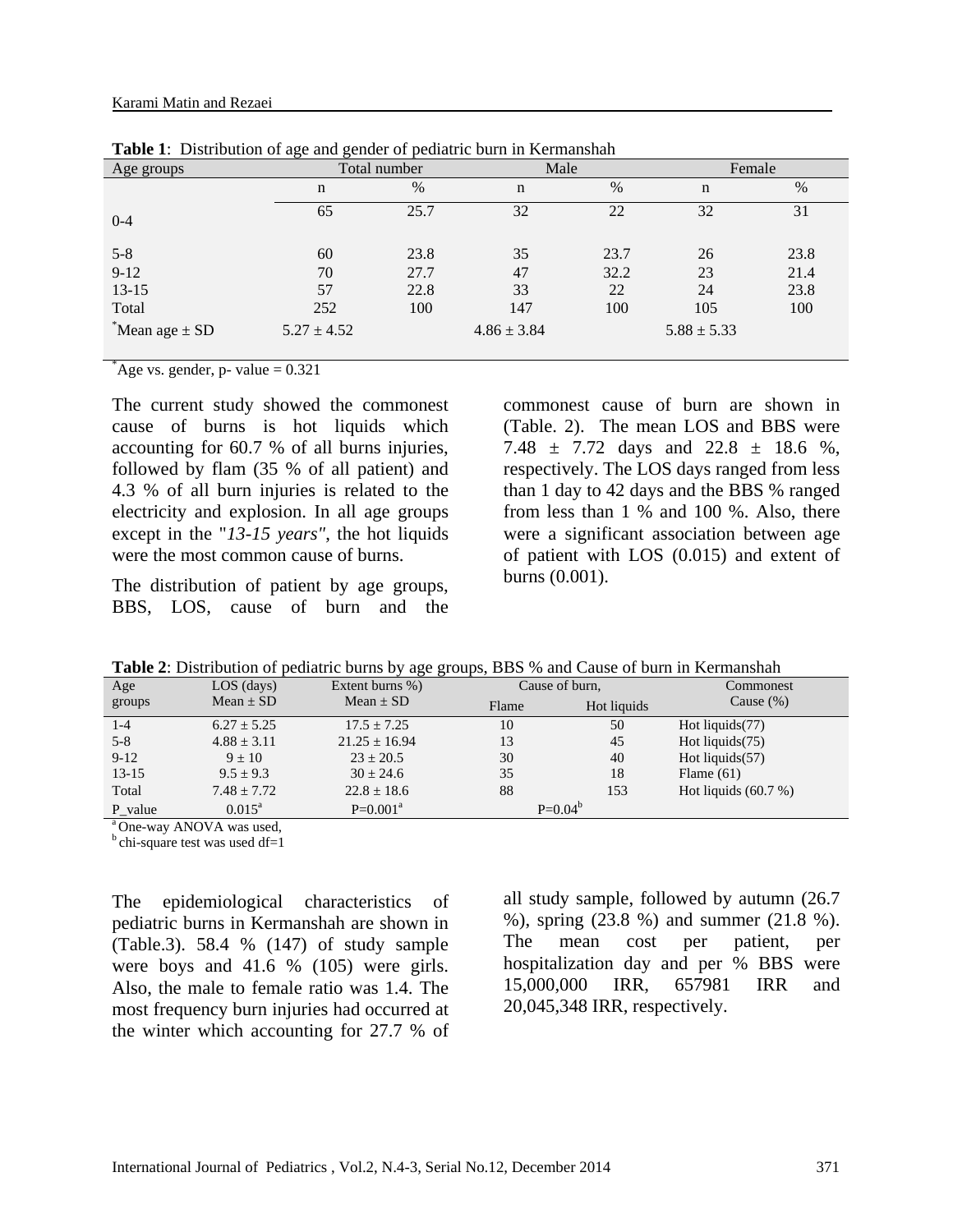**Table 1**: Distribution of age and gender of pediatric burn in Kermanshah

| Age groups | Total number | | Male | | Female | |
|---|---|---|---|---|---|---|
| | n | % | n | % | n | % |
| 0-4 | 65 | 25.7 | 32 | 22 | 32 | 31 |
| 5-8 | 60 | 23.8 | 35 | 23.7 | 26 | 23.8 |
| 9-12 | 70 | 27.7 | 47 | 32.2 | 23 | 21.4 |
| 13-15 | 57 | 22.8 | 33 | 22 | 24 | 23.8 |
| Total | 252 | 100 | 147 | 100 | 105 | 100 |
| *Mean age ± SD | 5.27 ± 4.52 | | 4.86 ± 3.84 | | 5.88 ± 5.33 | |

*Age vs. gender, p- value = 0.321

The current study showed the commonest cause of burns is hot liquids which accounting for 60.7 % of all burns injuries, followed by flam (35 % of all patient) and 4.3 % of all burn injuries is related to the electricity and explosion. In all age groups except in the "*13-15 years"*, the hot liquids were the most common cause of burns.

The distribution of patient by age groups, BBS, LOS, cause of burn and the commonest cause of burn are shown in (Table. 2). The mean LOS and BBS were 7.48 ± 7.72 days and 22.8 ± 18.6 %, respectively. The LOS days ranged from less than 1 day to 42 days and the BBS % ranged from less than 1 % and 100 %. Also, there were a significant association between age of patient with LOS (0.015) and extent of burns (0.001).

**Table 2**: Distribution of pediatric burns by age groups, BBS % and Cause of burn in Kermanshah

| Age groups | LOS (days) Mean ± SD | Extent burns %) Mean ± SD | Cause of burn, | | Commonest Cause (%) |
|---|---|---|---|---|---|
| | | | Flame | Hot liquids | |
| 1-4 | 6.27 ± 5.25 | 17.5 ± 7.25 | 10 | 50 | Hot liquids(77) |
| 5-8 | 4.88 ± 3.11 | 21.25 ± 16.94 | 13 | 45 | Hot liquids(75) |
| 9-12 | 9 ± 10 | 23 ± 20.5 | 30 | 40 | Hot liquids(57) |
| 13-15 | 9.5 ± 9.3 | 30 ± 24.6 | 35 | 18 | Flame (61) |
| Total | 7.48 ± 7.72 | 22.8 ± 18.6 | 88 | 153 | Hot liquids (60.7 %) |
| P_value | 0.015[a] | P=0.001[a] | P=0.04[b] | | |

[a] One-way ANOVA was used,
[b] chi-square test was used df=1

The epidemiological characteristics of pediatric burns in Kermanshah are shown in (Table.3). 58.4 % (147) of study sample were boys and 41.6 % (105) were girls. Also, the male to female ratio was 1.4. The most frequency burn injuries had occurred at the winter which accounting for 27.7 % of all study sample, followed by autumn (26.7 %), spring (23.8 %) and summer (21.8 %). The mean cost per patient, per hospitalization day and per % BBS were 15,000,000 IRR, 657981 IRR and 20,045,348 IRR, respectively.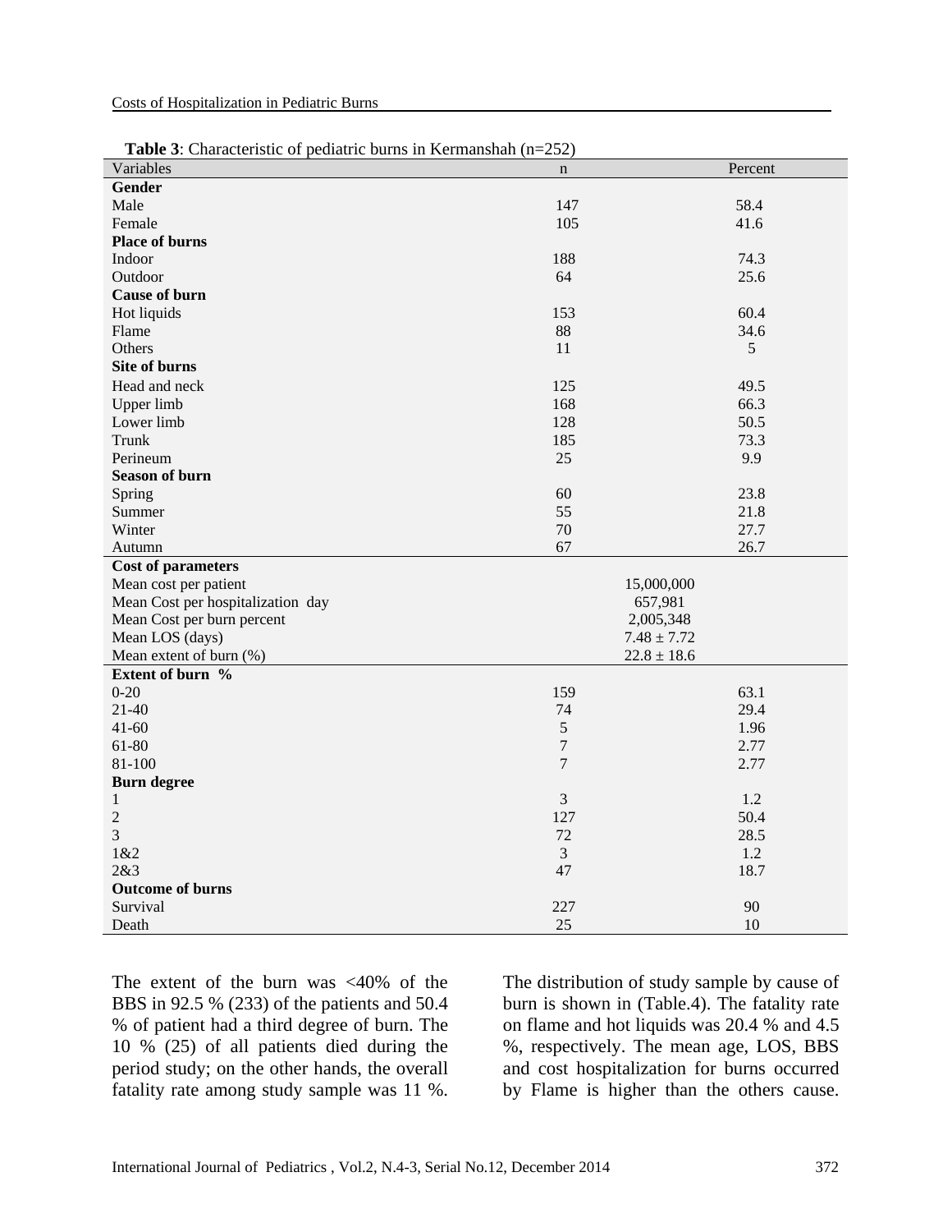**Table 3**: Characteristic of pediatric burns in Kermanshah (n=252)

| Variables | n | Percent |
|---|---|---|
| **Gender** | | |
| Male | 147 | 58.4 |
| Female | 105 | 41.6 |
| **Place of burns** | | |
| Indoor | 188 | 74.3 |
| Outdoor | 64 | 25.6 |
| **Cause of burn** | | |
| Hot liquids | 153 | 60.4 |
| Flame | 88 | 34.6 |
| Others | 11 | 5 |
| **Site of burns** | | |
| Head and neck | 125 | 49.5 |
| Upper limb | 168 | 66.3 |
| Lower limb | 128 | 50.5 |
| Trunk | 185 | 73.3 |
| Perineum | 25 | 9.9 |
| **Season of burn** | | |
| Spring | 60 | 23.8 |
| Summer | 55 | 21.8 |
| Winter | 70 | 27.7 |
| Autumn | 67 | 26.7 |
| **Cost of parameters** | | |
| Mean cost per patient | 15,000,000 | |
| Mean Cost per hospitalization day | 657,981 | |
| Mean Cost per burn percent | 2,005,348 | |
| Mean LOS (days) | 7.48 ± 7.72 | |
| Mean extent of burn (%) | 22.8 ± 18.6 | |
| **Extent of burn %** | | |
| 0-20 | 159 | 63.1 |
| 21-40 | 74 | 29.4 |
| 41-60 | 5 | 1.96 |
| 61-80 | 7 | 2.77 |
| 81-100 | 7 | 2.77 |
| **Burn degree** | | |
| 1 | 3 | 1.2 |
| 2 | 127 | 50.4 |
| 3 | 72 | 28.5 |
| 1&2 | 3 | 1.2 |
| 2&3 | 47 | 18.7 |
| **Outcome of burns** | | |
| Survival | 227 | 90 |
| Death | 25 | 10 |

The extent of the burn was <40% of the BBS in 92.5 % (233) of the patients and 50.4 % of patient had a third degree of burn. The 10 % (25) of all patients died during the period study; on the other hands, the overall fatality rate among study sample was 11 %.

The distribution of study sample by cause of burn is shown in (Table.4). The fatality rate on flame and hot liquids was 20.4 % and 4.5 %, respectively. The mean age, LOS, BBS and cost hospitalization for burns occurred by Flame is higher than the others cause.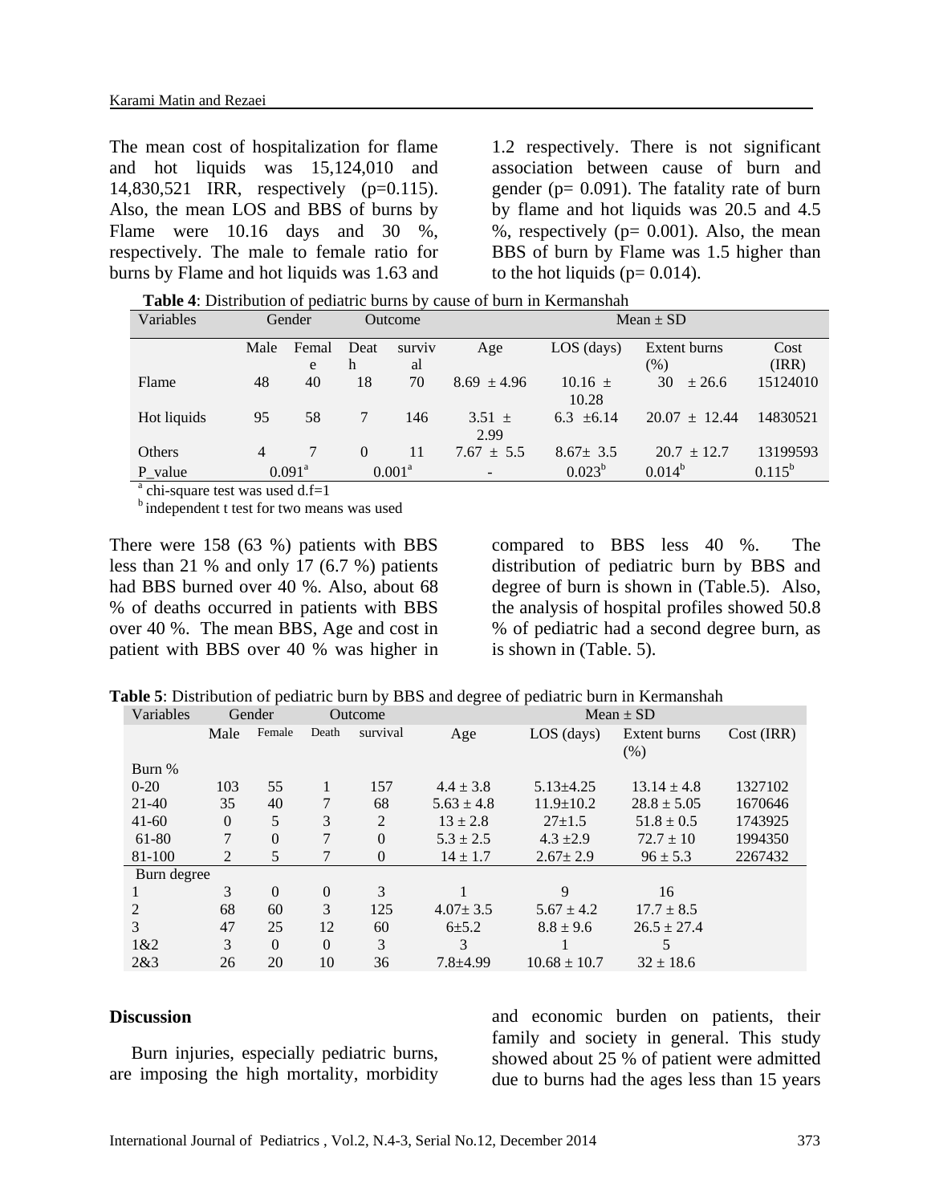The mean cost of hospitalization for flame and hot liquids was 15,124,010 and 14,830,521 IRR, respectively (p=0.115). Also, the mean LOS and BBS of burns by Flame were 10.16 days and 30 %, respectively. The male to female ratio for burns by Flame and hot liquids was 1.63 and 1.2 respectively. There is not significant association between cause of burn and gender (p= 0.091). The fatality rate of burn by flame and hot liquids was 20.5 and 4.5 %, respectively (p= 0.001). Also, the mean BBS of burn by Flame was 1.5 higher than to the hot liquids (p= 0.014).

**Table 4**: Distribution of pediatric burns by cause of burn in Kermanshah

| Variables | Gender | | Outcome | | Mean ± SD | | | |
|---|---|---|---|---|---|---|---|---|
| | Male | Female | Death | survival | Age | LOS (days) | Extent burns (%) | Cost (IRR) |
| Flame | 48 | 40 | 18 | 70 | 8.69 ± 4.96 | 10.16 ± 10.28 | 30 ± 26.6 | 15124010 |
| Hot liquids | 95 | 58 | 7 | 146 | 3.51 ± 2.99 | 6.3 ±6.14 | 20.07 ± 12.44 | 14830521 |
| Others | 4 | 7 | 0 | 11 | 7.67 ± 5.5 | 8.67± 3.5 | 20.7 ± 12.7 | 13199593 |
| P_value | 0.091[a] | | 0.001[a] | | - | 0.023[b] | 0.014[b] | 0.115[b] |

[a] chi-square test was used d.f=1

[b] independent t test for two means was used

There were 158 (63 %) patients with BBS less than 21 % and only 17 (6.7 %) patients had BBS burned over 40 %. Also, about 68 % of deaths occurred in patients with BBS over 40 %. The mean BBS, Age and cost in patient with BBS over 40 % was higher in compared to BBS less 40 %. The distribution of pediatric burn by BBS and degree of burn is shown in (Table.5). Also, the analysis of hospital profiles showed 50.8 % of pediatric had a second degree burn, as is shown in (Table. 5).

**Table 5**: Distribution of pediatric burn by BBS and degree of pediatric burn in Kermanshah

| Variables | Gender | | Outcome | | Mean ± SD | | | |
|---|---|---|---|---|---|---|---|---|
| | Male | Female | Death | survival | Age | LOS (days) | Extent burns (%) | Cost (IRR) |
| Burn % | | | | | | | | |
| 0-20 | 103 | 55 | 1 | 157 | 4.4 ± 3.8 | 5.13±4.25 | 13.14 ± 4.8 | 1327102 |
| 21-40 | 35 | 40 | 7 | 68 | 5.63 ± 4.8 | 11.9±10.2 | 28.8 ± 5.05 | 1670646 |
| 41-60 | 0 | 5 | 3 | 2 | 13 ± 2.8 | 27±1.5 | 51.8 ± 0.5 | 1743925 |
| 61-80 | 7 | 0 | 7 | 0 | 5.3 ± 2.5 | 4.3 ±2.9 | 72.7 ± 10 | 1994350 |
| 81-100 | 2 | 5 | 7 | 0 | 14 ± 1.7 | 2.67± 2.9 | 96 ± 5.3 | 2267432 |
| Burn degree | | | | | | | | |
| 1 | 3 | 0 | 0 | 3 | 1 | 9 | 16 | |
| 2 | 68 | 60 | 3 | 125 | 4.07± 3.5 | 5.67 ± 4.2 | 17.7 ± 8.5 | |
| 3 | 47 | 25 | 12 | 60 | 6±5.2 | 8.8 ± 9.6 | 26.5 ± 27.4 | |
| 1&2 | 3 | 0 | 0 | 3 | 3 | 1 | 5 | |
| 2&3 | 26 | 20 | 10 | 36 | 7.8±4.99 | 10.68 ± 10.7 | 32 ± 18.6 | |

## Discussion

Burn injuries, especially pediatric burns, are imposing the high mortality, morbidity and economic burden on patients, their family and society in general. This study showed about 25 % of patient were admitted due to burns had the ages less than 15 years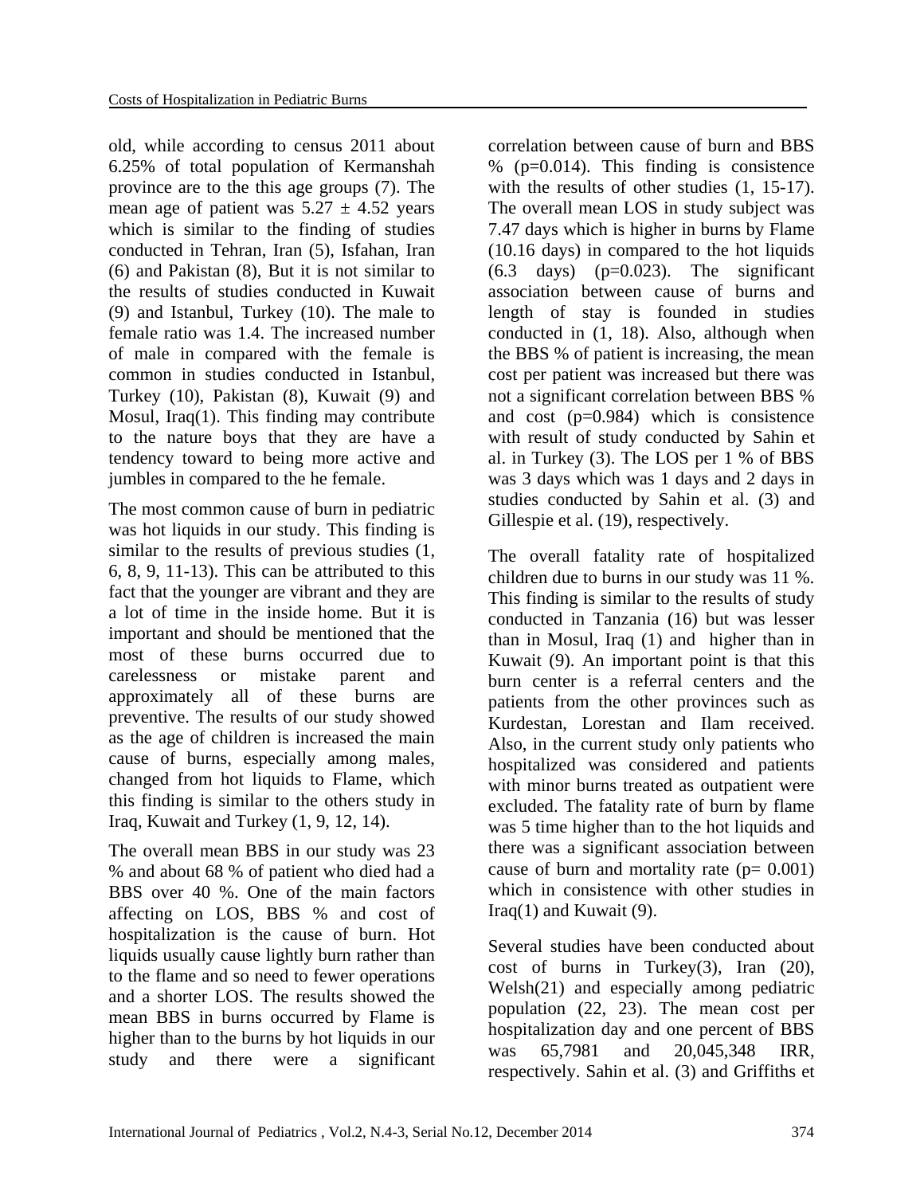old, while according to census 2011 about 6.25% of total population of Kermanshah province are to the this age groups (7). The mean age of patient was 5.27 ± 4.52 years which is similar to the finding of studies conducted in Tehran, Iran (5), Isfahan, Iran (6) and Pakistan (8), But it is not similar to the results of studies conducted in Kuwait (9) and Istanbul, Turkey (10). The male to female ratio was 1.4. The increased number of male in compared with the female is common in studies conducted in Istanbul, Turkey (10), Pakistan (8), Kuwait (9) and Mosul, Iraq(1). This finding may contribute to the nature boys that they are have a tendency toward to being more active and jumbles in compared to the he female.

The most common cause of burn in pediatric was hot liquids in our study. This finding is similar to the results of previous studies (1, 6, 8, 9, 11-13). This can be attributed to this fact that the younger are vibrant and they are a lot of time in the inside home. But it is important and should be mentioned that the most of these burns occurred due to carelessness or mistake parent and approximately all of these burns are preventive. The results of our study showed as the age of children is increased the main cause of burns, especially among males, changed from hot liquids to Flame, which this finding is similar to the others study in Iraq, Kuwait and Turkey (1, 9, 12, 14).

The overall mean BBS in our study was 23 % and about 68 % of patient who died had a BBS over 40 %. One of the main factors affecting on LOS, BBS % and cost of hospitalization is the cause of burn. Hot liquids usually cause lightly burn rather than to the flame and so need to fewer operations and a shorter LOS. The results showed the mean BBS in burns occurred by Flame is higher than to the burns by hot liquids in our study and there were a significant correlation between cause of burn and BBS % (p=0.014). This finding is consistence with the results of other studies (1, 15-17). The overall mean LOS in study subject was 7.47 days which is higher in burns by Flame (10.16 days) in compared to the hot liquids (6.3 days) (p=0.023). The significant association between cause of burns and length of stay is founded in studies conducted in (1, 18). Also, although when the BBS % of patient is increasing, the mean cost per patient was increased but there was not a significant correlation between BBS % and cost (p=0.984) which is consistence with result of study conducted by Sahin et al. in Turkey (3). The LOS per 1 % of BBS was 3 days which was 1 days and 2 days in studies conducted by Sahin et al. (3) and Gillespie et al. (19), respectively.

The overall fatality rate of hospitalized children due to burns in our study was 11 %. This finding is similar to the results of study conducted in Tanzania (16) but was lesser than in Mosul, Iraq (1) and higher than in Kuwait (9). An important point is that this burn center is a referral centers and the patients from the other provinces such as Kurdestan, Lorestan and Ilam received. Also, in the current study only patients who hospitalized was considered and patients with minor burns treated as outpatient were excluded. The fatality rate of burn by flame was 5 time higher than to the hot liquids and there was a significant association between cause of burn and mortality rate (p= 0.001) which in consistence with other studies in Iraq(1) and Kuwait (9).

Several studies have been conducted about cost of burns in Turkey(3), Iran (20), Welsh(21) and especially among pediatric population (22, 23). The mean cost per hospitalization day and one percent of BBS was 65,7981 and 20,045,348 IRR, respectively. Sahin et al. (3) and Griffiths et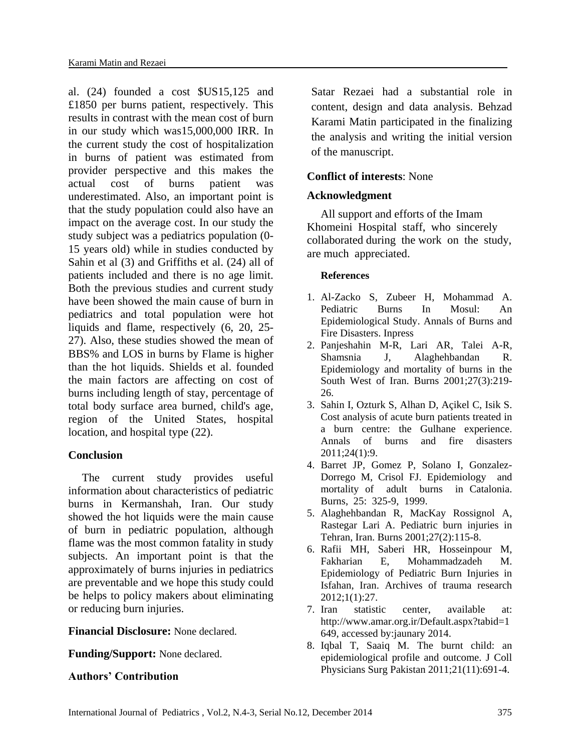al. (24) founded a cost $US15,125 and £1850 per burns patient, respectively. This results in contrast with the mean cost of burn in our study which was15,000,000 IRR. In the current study the cost of hospitalization in burns of patient was estimated from provider perspective and this makes the actual cost of burns patient was underestimated. Also, an important point is that the study population could also have an impact on the average cost. In our study the study subject was a pediatrics population (0-15 years old) while in studies conducted by Sahin et al (3) and Griffiths et al. (24) all of patients included and there is no age limit. Both the previous studies and current study have been showed the main cause of burn in pediatrics and total population were hot liquids and flame, respectively (6, 20, 25-27). Also, these studies showed the mean of BBS% and LOS in burns by Flame is higher than the hot liquids. Shields et al. founded the main factors are affecting on cost of burns including length of stay, percentage of total body surface area burned, child's age, region of the United States, hospital location, and hospital type (22).

## Conclusion

The current study provides useful information about characteristics of pediatric burns in Kermanshah, Iran. Our study showed the hot liquids were the main cause of burn in pediatric population, although flame was the most common fatality in study subjects. An important point is that the approximately of burns injuries in pediatrics are preventable and we hope this study could be helps to policy makers about eliminating or reducing burn injuries.

**Financial Disclosure:** None declared.

**Funding/Support:** None declared.

## Authors' Contribution

Satar Rezaei had a substantial role in content, design and data analysis. Behzad Karami Matin participated in the finalizing the analysis and writing the initial version of the manuscript.

**Conflict of interests**: None

## Acknowledgment

All support and efforts of the Imam Khomeini Hospital staff, who sincerely collaborated during the work on the study, are much appreciated.

## References

1. Al-Zacko S, Zubeer H, Mohammad A. Pediatric Burns In Mosul: An Epidemiological Study. Annals of Burns and Fire Disasters. Inpress
2. Panjeshahin M-R, Lari AR, Talei A-R, Shamsnia J, Alaghehbandan R. Epidemiology and mortality of burns in the South West of Iran. Burns 2001;27(3):219-26.
3. Sahin I, Ozturk S, Alhan D, Açikel C, Isik S. Cost analysis of acute burn patients treated in a burn centre: the Gulhane experience. Annals of burns and fire disasters 2011;24(1):9.
4. Barret JP, Gomez P, Solano I, Gonzalez-Dorrego M, Crisol FJ. Epidemiology and mortality of adult burns in Catalonia. Burns, 25: 325-9, 1999.
5. Alaghehbandan R, MacKay Rossignol A, Rastegar Lari A. Pediatric burn injuries in Tehran, Iran. Burns 2001;27(2):115-8.
6. Rafii MH, Saberi HR, Hosseinpour M, Fakharian E, Mohammadzadeh M. Epidemiology of Pediatric Burn Injuries in Isfahan, Iran. Archives of trauma research 2012;1(1):27.
7. Iran statistic center, available at: http://www.amar.org.ir/Default.aspx?tabid=1649, accessed by:jaunary 2014.
8. Iqbal T, Saaiq M. The burnt child: an epidemiological profile and outcome. J Coll Physicians Surg Pakistan 2011;21(11):691-4.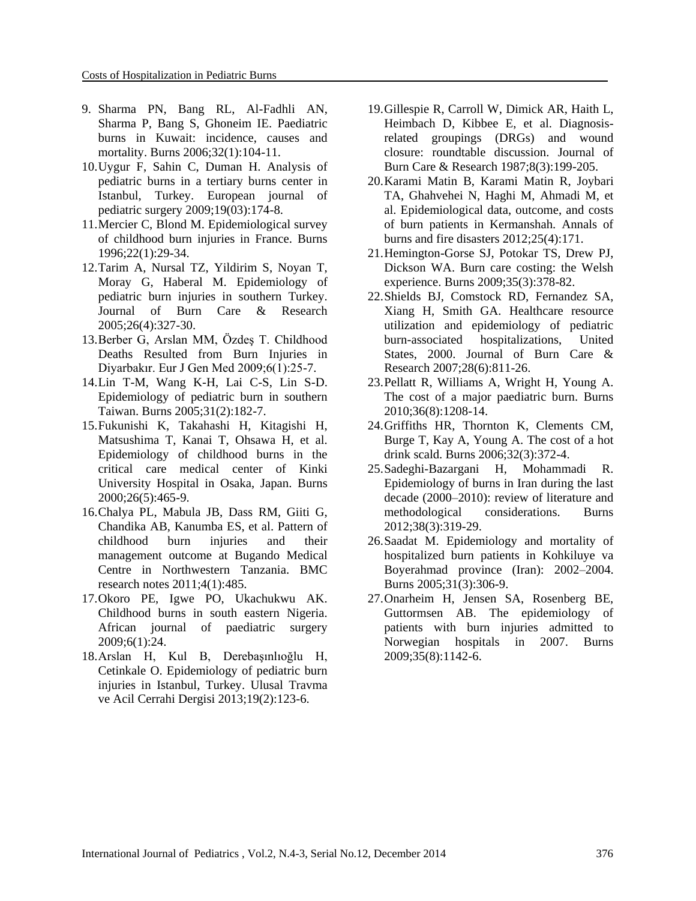9. Sharma PN, Bang RL, Al-Fadhli AN, Sharma P, Bang S, Ghoneim IE. Paediatric burns in Kuwait: incidence, causes and mortality. Burns 2006;32(1):104-11.
10. Uygur F, Sahin C, Duman H. Analysis of pediatric burns in a tertiary burns center in Istanbul, Turkey. European journal of pediatric surgery 2009;19(03):174-8.
11. Mercier C, Blond M. Epidemiological survey of childhood burn injuries in France. Burns 1996;22(1):29-34.
12. Tarim A, Nursal TZ, Yildirim S, Noyan T, Moray G, Haberal M. Epidemiology of pediatric burn injuries in southern Turkey. Journal of Burn Care & Research 2005;26(4):327-30.
13. Berber G, Arslan MM, Özdeş T. Childhood Deaths Resulted from Burn Injuries in Diyarbakır. Eur J Gen Med 2009;6(1):25-7.
14. Lin T-M, Wang K-H, Lai C-S, Lin S-D. Epidemiology of pediatric burn in southern Taiwan. Burns 2005;31(2):182-7.
15. Fukunishi K, Takahashi H, Kitagishi H, Matsushima T, Kanai T, Ohsawa H, et al. Epidemiology of childhood burns in the critical care medical center of Kinki University Hospital in Osaka, Japan. Burns 2000;26(5):465-9.
16. Chalya PL, Mabula JB, Dass RM, Giiti G, Chandika AB, Kanumba ES, et al. Pattern of childhood burn injuries and their management outcome at Bugando Medical Centre in Northwestern Tanzania. BMC research notes 2011;4(1):485.
17. Okoro PE, Igwe PO, Ukachukwu AK. Childhood burns in south eastern Nigeria. African journal of paediatric surgery 2009;6(1):24.
18. Arslan H, Kul B, Derebaşınlıoğlu H, Cetinkale O. Epidemiology of pediatric burn injuries in Istanbul, Turkey. Ulusal Travma ve Acil Cerrahi Dergisi 2013;19(2):123-6.
19. Gillespie R, Carroll W, Dimick AR, Haith L, Heimbach D, Kibbee E, et al. Diagnosis-related groupings (DRGs) and wound closure: roundtable discussion. Journal of Burn Care & Research 1987;8(3):199-205.
20. Karami Matin B, Karami Matin R, Joybari TA, Ghahvehei N, Haghi M, Ahmadi M, et al. Epidemiological data, outcome, and costs of burn patients in Kermanshah. Annals of burns and fire disasters 2012;25(4):171.
21. Hemington-Gorse SJ, Potokar TS, Drew PJ, Dickson WA. Burn care costing: the Welsh experience. Burns 2009;35(3):378-82.
22. Shields BJ, Comstock RD, Fernandez SA, Xiang H, Smith GA. Healthcare resource utilization and epidemiology of pediatric burn-associated hospitalizations, United States, 2000. Journal of Burn Care & Research 2007;28(6):811-26.
23. Pellatt R, Williams A, Wright H, Young A. The cost of a major paediatric burn. Burns 2010;36(8):1208-14.
24. Griffiths HR, Thornton K, Clements CM, Burge T, Kay A, Young A. The cost of a hot drink scald. Burns 2006;32(3):372-4.
25. Sadeghi-Bazargani H, Mohammadi R. Epidemiology of burns in Iran during the last decade (2000–2010): review of literature and methodological considerations. Burns 2012;38(3):319-29.
26. Saadat M. Epidemiology and mortality of hospitalized burn patients in Kohkiluye va Boyerahmad province (Iran): 2002–2004. Burns 2005;31(3):306-9.
27. Onarheim H, Jensen SA, Rosenberg BE, Guttormsen AB. The epidemiology of patients with burn injuries admitted to Norwegian hospitals in 2007. Burns 2009;35(8):1142-6.